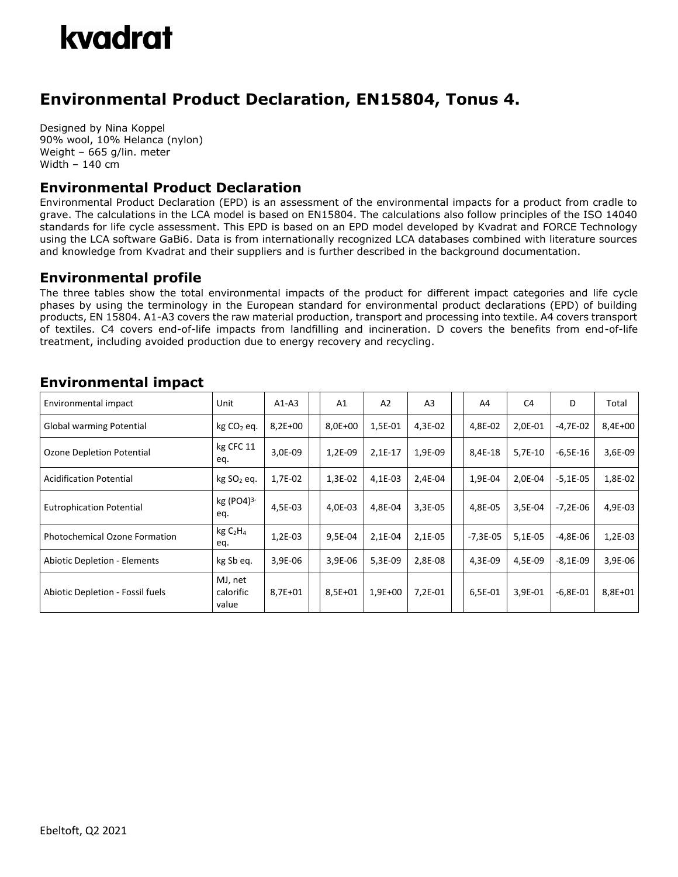# kvadrat

## Environmental Product Declaration, EN15804, Tonus 4.

Designed by Nina Koppel
90% wool, 10% Helanca (nylon)
Weight – 665 g/lin. meter
Width – 140 cm

### Environmental Product Declaration

Environmental Product Declaration (EPD) is an assessment of the environmental impacts for a product from cradle to grave. The calculations in the LCA model is based on EN15804. The calculations also follow principles of the ISO 14040 standards for life cycle assessment. This EPD is based on an EPD model developed by Kvadrat and FORCE Technology using the LCA software GaBi6. Data is from internationally recognized LCA databases combined with literature sources and knowledge from Kvadrat and their suppliers and is further described in the background documentation.

### Environmental profile

The three tables show the total environmental impacts of the product for different impact categories and life cycle phases by using the terminology in the European standard for environmental product declarations (EPD) of building products, EN 15804. A1-A3 covers the raw material production, transport and processing into textile. A4 covers transport of textiles. C4 covers end-of-life impacts from landfilling and incineration. D covers the benefits from end-of-life treatment, including avoided production due to energy recovery and recycling.

### Environmental impact

| Environmental impact | Unit | A1-A3 | | A1 | A2 | A3 | | A4 | C4 | D | Total |
|---|---|---|---|---|---|---|---|---|---|---|---|
| Global warming Potential | kg $CO_2$ eq. | 8,2E+00 | | 8,0E+00 | 1,5E-01 | 4,3E-02 | | 4,8E-02 | 2,0E-01 | -4,7E-02 | 8,4E+00 |
| Ozone Depletion Potential | kg CFC 11 eq. | 3,0E-09 | | 1,2E-09 | 2,1E-17 | 1,9E-09 | | 8,4E-18 | 5,7E-10 | -6,5E-16 | 3,6E-09 |
| Acidification Potential | kg $SO_2$ eq. | 1,7E-02 | | 1,3E-02 | 4,1E-03 | 2,4E-04 | | 1,9E-04 | 2,0E-04 | -5,1E-05 | 1,8E-02 |
| Eutrophication Potential | kg $(PO4)^{3-}$ eq. | 4,5E-03 | | 4,0E-03 | 4,8E-04 | 3,3E-05 | | 4,8E-05 | 3,5E-04 | -7,2E-06 | 4,9E-03 |
| Photochemical Ozone Formation | kg $C_2H_4$ eq. | 1,2E-03 | | 9,5E-04 | 2,1E-04 | 2,1E-05 | | -7,3E-05 | 5,1E-05 | -4,8E-06 | 1,2E-03 |
| Abiotic Depletion - Elements | kg Sb eq. | 3,9E-06 | | 3,9E-06 | 5,3E-09 | 2,8E-08 | | 4,3E-09 | 4,5E-09 | -8,1E-09 | 3,9E-06 |
| Abiotic Depletion - Fossil fuels | MJ, net calorific value | 8,7E+01 | | 8,5E+01 | 1,9E+00 | 7,2E-01 | | 6,5E-01 | 3,9E-01 | -6,8E-01 | 8,8E+01 |

Ebeltoft, Q2 2021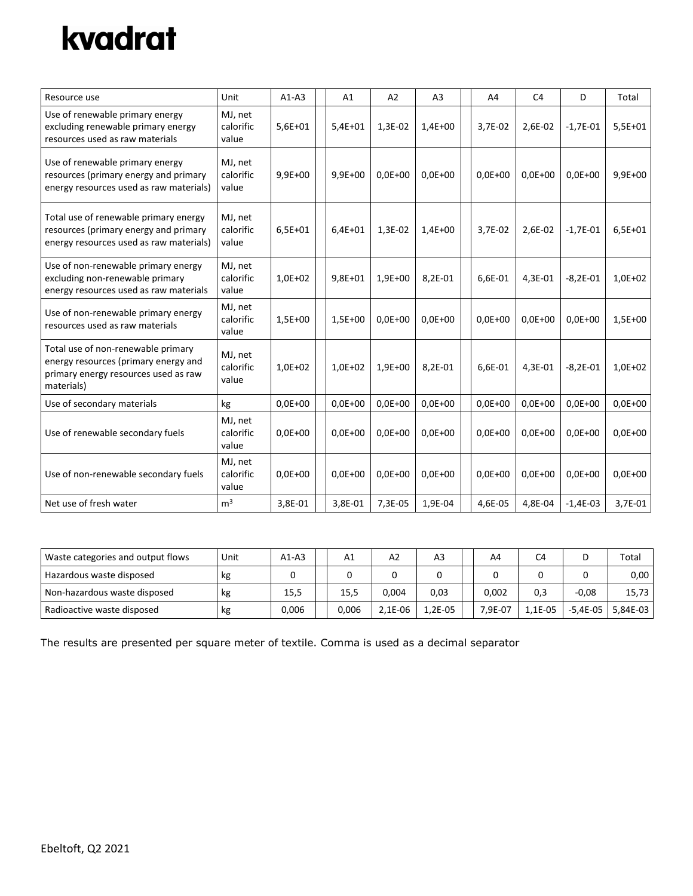**kvadrat**

| Resource use | Unit | A1-A3 | | A1 | A2 | A3 | | A4 | C4 | D | Total |
|---|---|---|---|---|---|---|---|---|---|---|---|
| Use of renewable primary energy excluding renewable primary energy resources used as raw materials | MJ, net calorific value | 5,6E+01 | | 5,4E+01 | 1,3E-02 | 1,4E+00 | | 3,7E-02 | 2,6E-02 | -1,7E-01 | 5,5E+01 |
| Use of renewable primary energy resources (primary energy and primary energy resources used as raw materials) | MJ, net calorific value | 9,9E+00 | | 9,9E+00 | 0,0E+00 | 0,0E+00 | | 0,0E+00 | 0,0E+00 | 0,0E+00 | 9,9E+00 |
| Total use of renewable primary energy resources (primary energy and primary energy resources used as raw materials) | MJ, net calorific value | 6,5E+01 | | 6,4E+01 | 1,3E-02 | 1,4E+00 | | 3,7E-02 | 2,6E-02 | -1,7E-01 | 6,5E+01 |
| Use of non-renewable primary energy excluding non-renewable primary energy resources used as raw materials | MJ, net calorific value | 1,0E+02 | | 9,8E+01 | 1,9E+00 | 8,2E-01 | | 6,6E-01 | 4,3E-01 | -8,2E-01 | 1,0E+02 |
| Use of non-renewable primary energy resources used as raw materials | MJ, net calorific value | 1,5E+00 | | 1,5E+00 | 0,0E+00 | 0,0E+00 | | 0,0E+00 | 0,0E+00 | 0,0E+00 | 1,5E+00 |
| Total use of non-renewable primary energy resources (primary energy and primary energy resources used as raw materials) | MJ, net calorific value | 1,0E+02 | | 1,0E+02 | 1,9E+00 | 8,2E-01 | | 6,6E-01 | 4,3E-01 | -8,2E-01 | 1,0E+02 |
| Use of secondary materials | kg | 0,0E+00 | | 0,0E+00 | 0,0E+00 | 0,0E+00 | | 0,0E+00 | 0,0E+00 | 0,0E+00 | 0,0E+00 |
| Use of renewable secondary fuels | MJ, net calorific value | 0,0E+00 | | 0,0E+00 | 0,0E+00 | 0,0E+00 | | 0,0E+00 | 0,0E+00 | 0,0E+00 | 0,0E+00 |
| Use of non-renewable secondary fuels | MJ, net calorific value | 0,0E+00 | | 0,0E+00 | 0,0E+00 | 0,0E+00 | | 0,0E+00 | 0,0E+00 | 0,0E+00 | 0,0E+00 |
| Net use of fresh water | $m^3$ | 3,8E-01 | | 3,8E-01 | 7,3E-05 | 1,9E-04 | | 4,6E-05 | 4,8E-04 | -1,4E-03 | 3,7E-01 |

| Waste categories and output flows | Unit | A1-A3 | | A1 | A2 | A3 | | A4 | C4 | D | Total |
|---|---|---|---|---|---|---|---|---|---|---|---|
| Hazardous waste disposed | kg | 0 | | 0 | 0 | 0 | | 0 | 0 | 0 | 0,00 |
| Non-hazardous waste disposed | kg | 15,5 | | 15,5 | 0,004 | 0,03 | | 0,002 | 0,3 | -0,08 | 15,73 |
| Radioactive waste disposed | kg | 0,006 | | 0,006 | 2,1E-06 | 1,2E-05 | | 7,9E-07 | 1,1E-05 | -5,4E-05 | 5,84E-03 |

The results are presented per square meter of textile. Comma is used as a decimal separator

Ebeltoft, Q2 2021